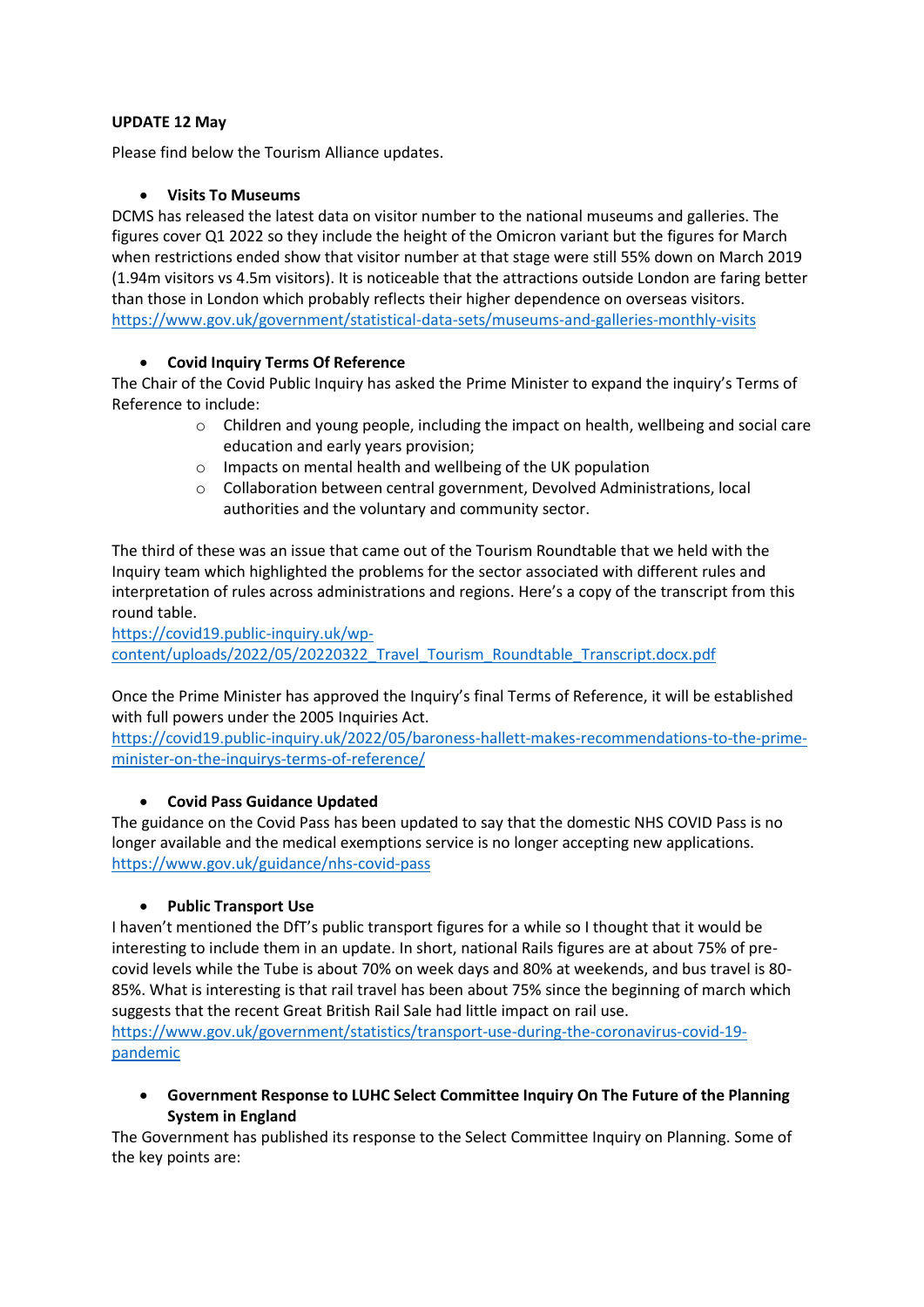**UPDATE 12 May**

Please find below the Tourism Alliance updates.

- **Visits To Museums**

DCMS has released the latest data on visitor number to the national museums and galleries. The figures cover Q1 2022 so they include the height of the Omicron variant but the figures for March when restrictions ended show that visitor number at that stage were still 55% down on March 2019 (1.94m visitors vs 4.5m visitors). It is noticeable that the attractions outside London are faring better than those in London which probably reflects their higher dependence on overseas visitors.
https://www.gov.uk/government/statistical-data-sets/museums-and-galleries-monthly-visits

- **Covid Inquiry Terms Of Reference**

The Chair of the Covid Public Inquiry has asked the Prime Minister to expand the inquiry's Terms of Reference to include:

  - Children and young people, including the impact on health, wellbeing and social care education and early years provision;
  - Impacts on mental health and wellbeing of the UK population
  - Collaboration between central government, Devolved Administrations, local authorities and the voluntary and community sector.

The third of these was an issue that came out of the Tourism Roundtable that we held with the Inquiry team which highlighted the problems for the sector associated with different rules and interpretation of rules across administrations and regions. Here's a copy of the transcript from this round table.
https://covid19.public-inquiry.uk/wp-content/uploads/2022/05/20220322_Travel_Tourism_Roundtable_Transcript.docx.pdf

Once the Prime Minister has approved the Inquiry's final Terms of Reference, it will be established with full powers under the 2005 Inquiries Act.
https://covid19.public-inquiry.uk/2022/05/baroness-hallett-makes-recommendations-to-the-prime-minister-on-the-inquirys-terms-of-reference/

- **Covid Pass Guidance Updated**

The guidance on the Covid Pass has been updated to say that the domestic NHS COVID Pass is no longer available and the medical exemptions service is no longer accepting new applications.
https://www.gov.uk/guidance/nhs-covid-pass

- **Public Transport Use**

I haven't mentioned the DfT's public transport figures for a while so I thought that it would be interesting to include them in an update. In short, national Rails figures are at about 75% of pre-covid levels while the Tube is about 70% on week days and 80% at weekends, and bus travel is 80-85%. What is interesting is that rail travel has been about 75% since the beginning of march which suggests that the recent Great British Rail Sale had little impact on rail use.
https://www.gov.uk/government/statistics/transport-use-during-the-coronavirus-covid-19-pandemic

- **Government Response to LUHC Select Committee Inquiry On The Future of the Planning System in England**

The Government has published its response to the Select Committee Inquiry on Planning. Some of the key points are: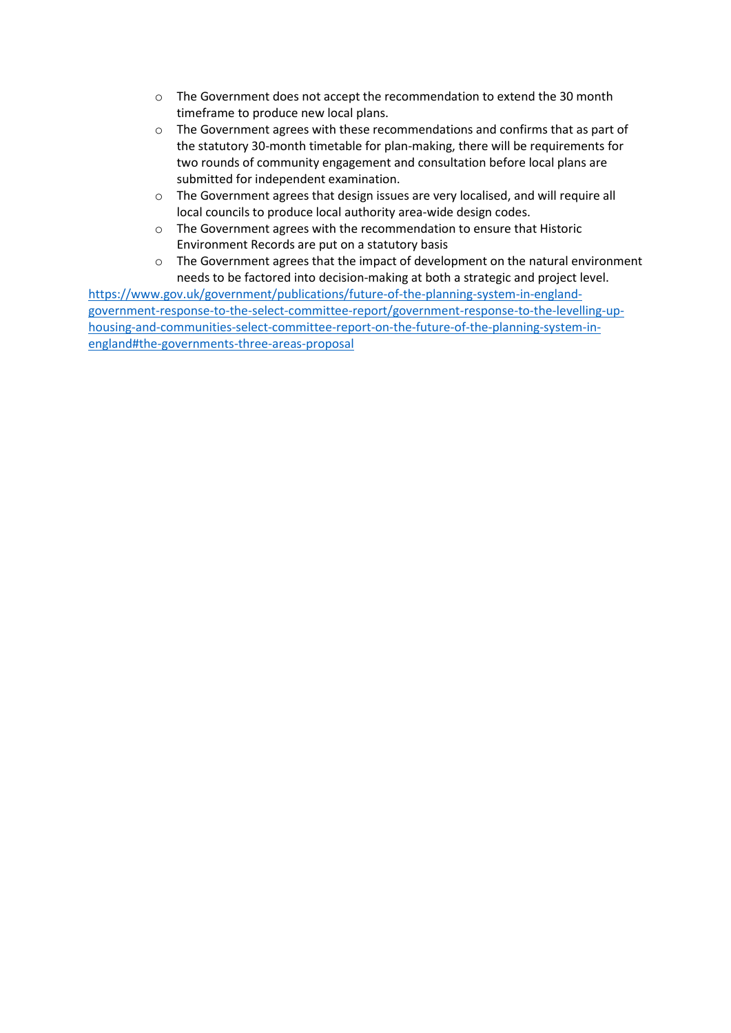- The Government does not accept the recommendation to extend the 30 month timeframe to produce new local plans.
- The Government agrees with these recommendations and confirms that as part of the statutory 30-month timetable for plan-making, there will be requirements for two rounds of community engagement and consultation before local plans are submitted for independent examination.
- The Government agrees that design issues are very localised, and will require all local councils to produce local authority area-wide design codes.
- The Government agrees with the recommendation to ensure that Historic Environment Records are put on a statutory basis
- The Government agrees that the impact of development on the natural environment needs to be factored into decision-making at both a strategic and project level.

https://www.gov.uk/government/publications/future-of-the-planning-system-in-england-government-response-to-the-select-committee-report/government-response-to-the-levelling-up-housing-and-communities-select-committee-report-on-the-future-of-the-planning-system-in-england#the-governments-three-areas-proposal